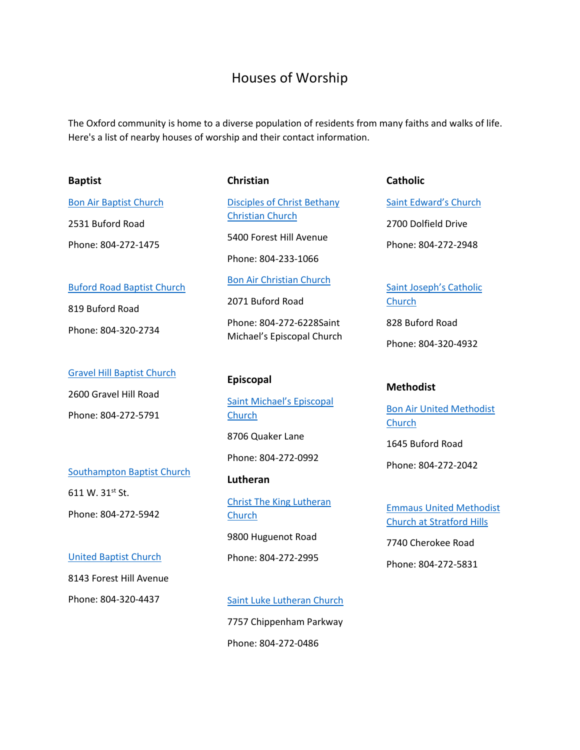# Houses of Worship

The Oxford community is home to a diverse population of residents from many faiths and walks of life. Here's a list of nearby houses of worship and their contact information.

## Baptist

Bon Air Baptist Church

2531 Buford Road

Phone: 804-272-1475

Buford Road Baptist Church

819 Buford Road

Phone: 804-320-2734

Gravel Hill Baptist Church

2600 Gravel Hill Road

Phone: 804-272-5791

Southampton Baptist Church

611 W. 31st St.

Phone: 804-272-5942

United Baptist Church

8143 Forest Hill Avenue

Phone: 804-320-4437

## Christian

Disciples of Christ Bethany Christian Church

5400 Forest Hill Avenue

Phone: 804-233-1066

Bon Air Christian Church

2071 Buford Road

Phone: 804-272-6228Saint Michael's Episcopal Church

## Episcopal

Saint Michael's Episcopal Church

8706 Quaker Lane

Phone: 804-272-0992

## Lutheran

Christ The King Lutheran Church

9800 Huguenot Road

Phone: 804-272-2995

Saint Luke Lutheran Church

7757 Chippenham Parkway

Phone: 804-272-0486

## Catholic

Saint Edward's Church

2700 Dolfield Drive

Phone: 804-272-2948

Saint Joseph's Catholic Church

828 Buford Road

Phone: 804-320-4932

## Methodist

Bon Air United Methodist Church

1645 Buford Road

Phone: 804-272-2042

Emmaus United Methodist Church at Stratford Hills

7740 Cherokee Road

Phone: 804-272-5831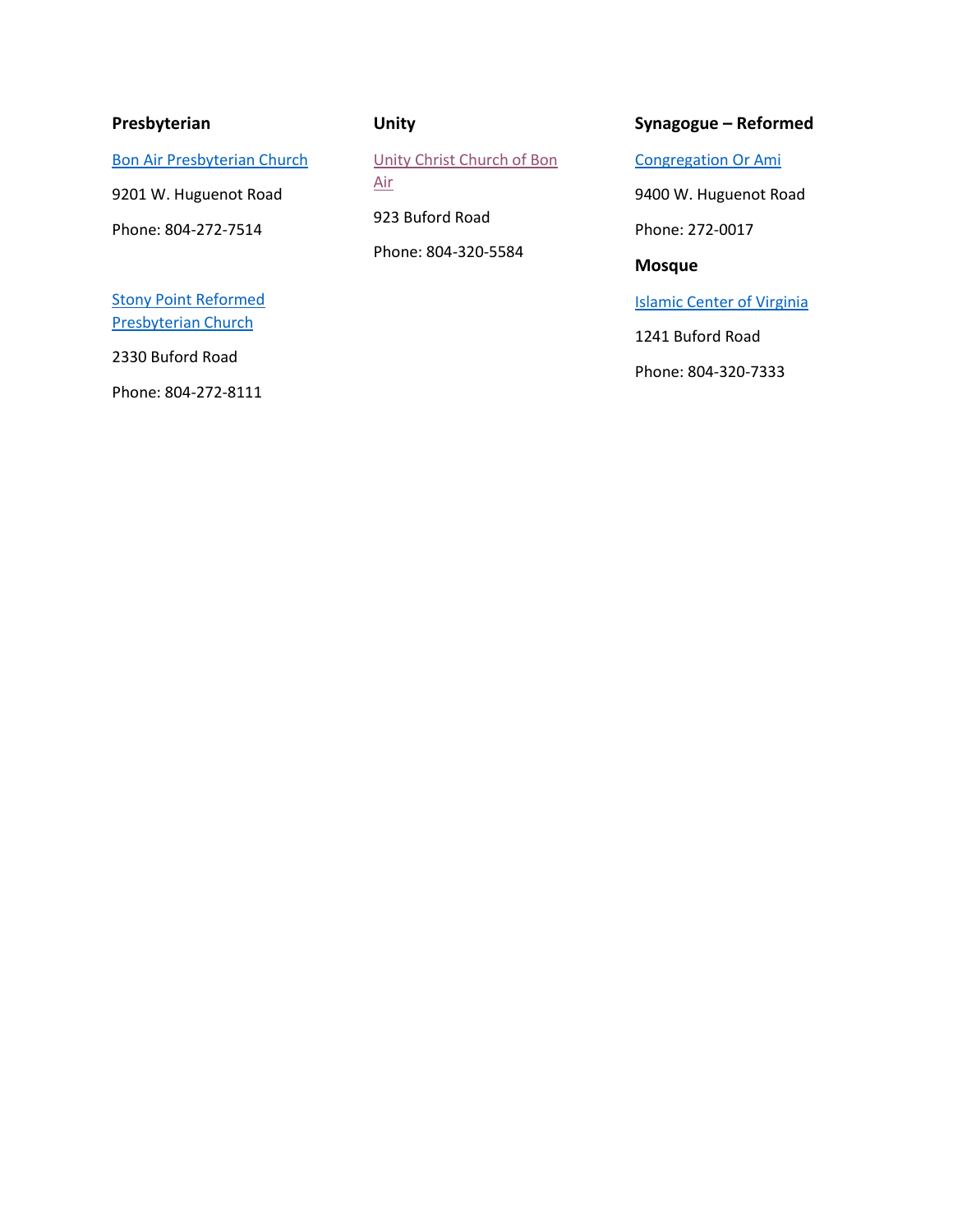**Presbyterian**

Bon Air Presbyterian Church

9201 W. Huguenot Road

Phone: 804-272-7514

Stony Point Reformed Presbyterian Church

2330 Buford Road

Phone: 804-272-8111

**Unity**

Unity Christ Church of Bon Air

923 Buford Road

Phone: 804-320-5584

**Synagogue – Reformed**

Congregation Or Ami

9400 W. Huguenot Road

Phone: 272-0017

**Mosque**

Islamic Center of Virginia

1241 Buford Road

Phone: 804-320-7333